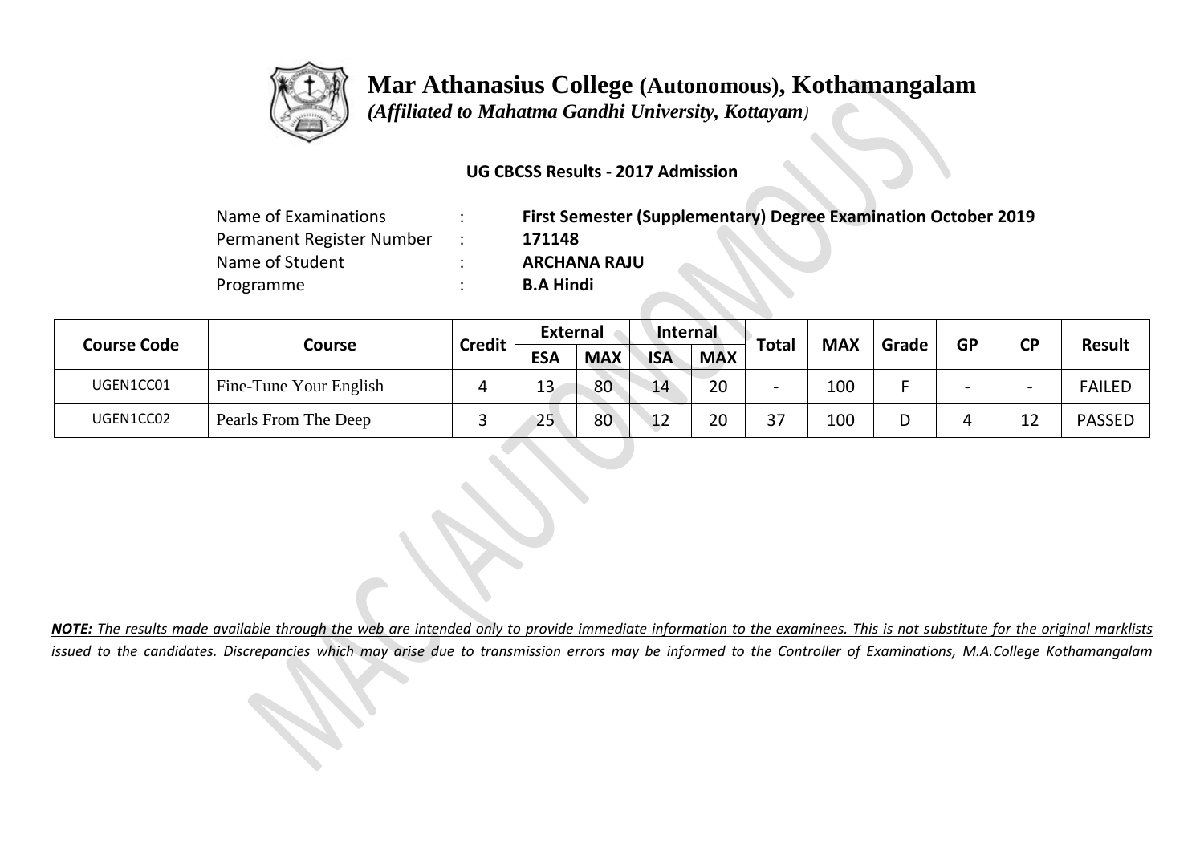# Mar Athanasius College (Autonomous), Kothamangalam

*(Affiliated to Mahatma Gandhi University, Kottayam)*

**UG CBCSS Results - 2017 Admission**

| | | |
|---|---|---|
| Name of Examinations | : | **First Semester (Supplementary) Degree Examination October 2019** |
| Permanent Register Number | : | **171148** |
| Name of Student | : | **ARCHANA RAJU** |
| Programme | : | **B.A Hindi** |

| Course Code | Course | Credit | External | | Internal | | Total | MAX | Grade | GP | CP | Result |
|---|---|---|---|---|---|---|---|---|---|---|---|---|
| | | | ESA | MAX | ISA | MAX | | | | | | |
| UGEN1CC01 | Fine-Tune Your English | 4 | 13 | 80 | 14 | 20 | - | 100 | F | - | - | FAILED |
| UGEN1CC02 | Pearls From The Deep | 3 | 25 | 80 | 12 | 20 | 37 | 100 | D | 4 | 12 | PASSED |

***NOTE:*** *The results made available through the web are intended only to provide immediate information to the examinees. This is not substitute for the original marklists issued to the candidates. Discrepancies which may arise due to transmission errors may be informed to the Controller of Examinations, M.A.College Kothamangalam*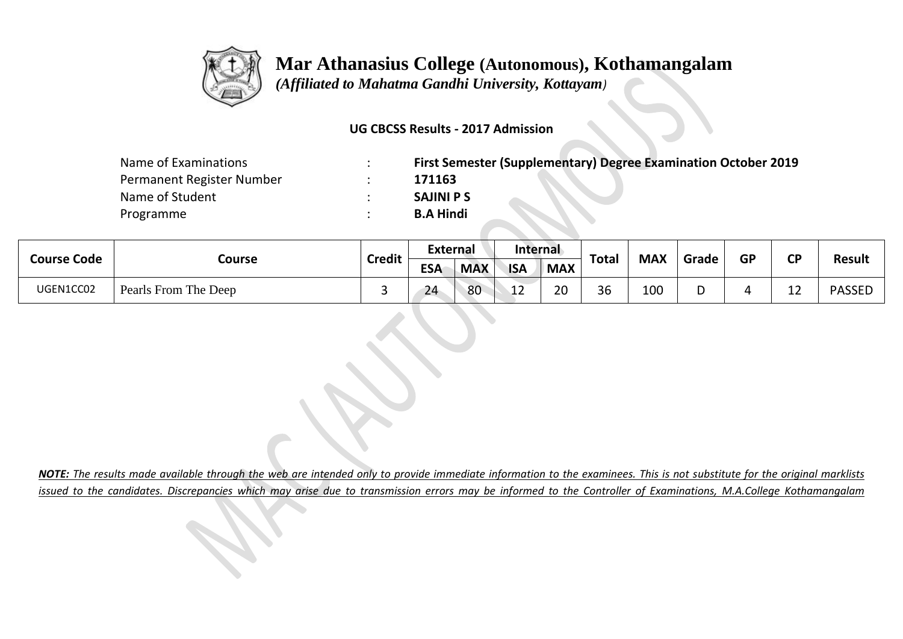# Mar Athanasius College (Autonomous), Kothamangalam

*(Affiliated to Mahatma Gandhi University, Kottayam)*

**UG CBCSS Results - 2017 Admission**

| | | |
|---|---|---|
| Name of Examinations | : | **First Semester (Supplementary) Degree Examination October 2019** |
| Permanent Register Number | : | **171163** |
| Name of Student | : | **SAJINI P S** |
| Programme | : | **B.A Hindi** |

| Course Code | Course | Credit | External | | Internal | | Total | MAX | Grade | GP | CP | Result |
|---|---|---|---|---|---|---|---|---|---|---|---|---|
| | | | ESA | MAX | ISA | MAX | | | | | | |
| UGEN1CC02 | Pearls From The Deep | 3 | 24 | 80 | 12 | 20 | 36 | 100 | D | 4 | 12 | PASSED |

***NOTE:*** *The results made available through the web are intended only to provide immediate information to the examinees. This is not substitute for the original marklists issued to the candidates. Discrepancies which may arise due to transmission errors may be informed to the Controller of Examinations, M.A.College Kothamangalam*